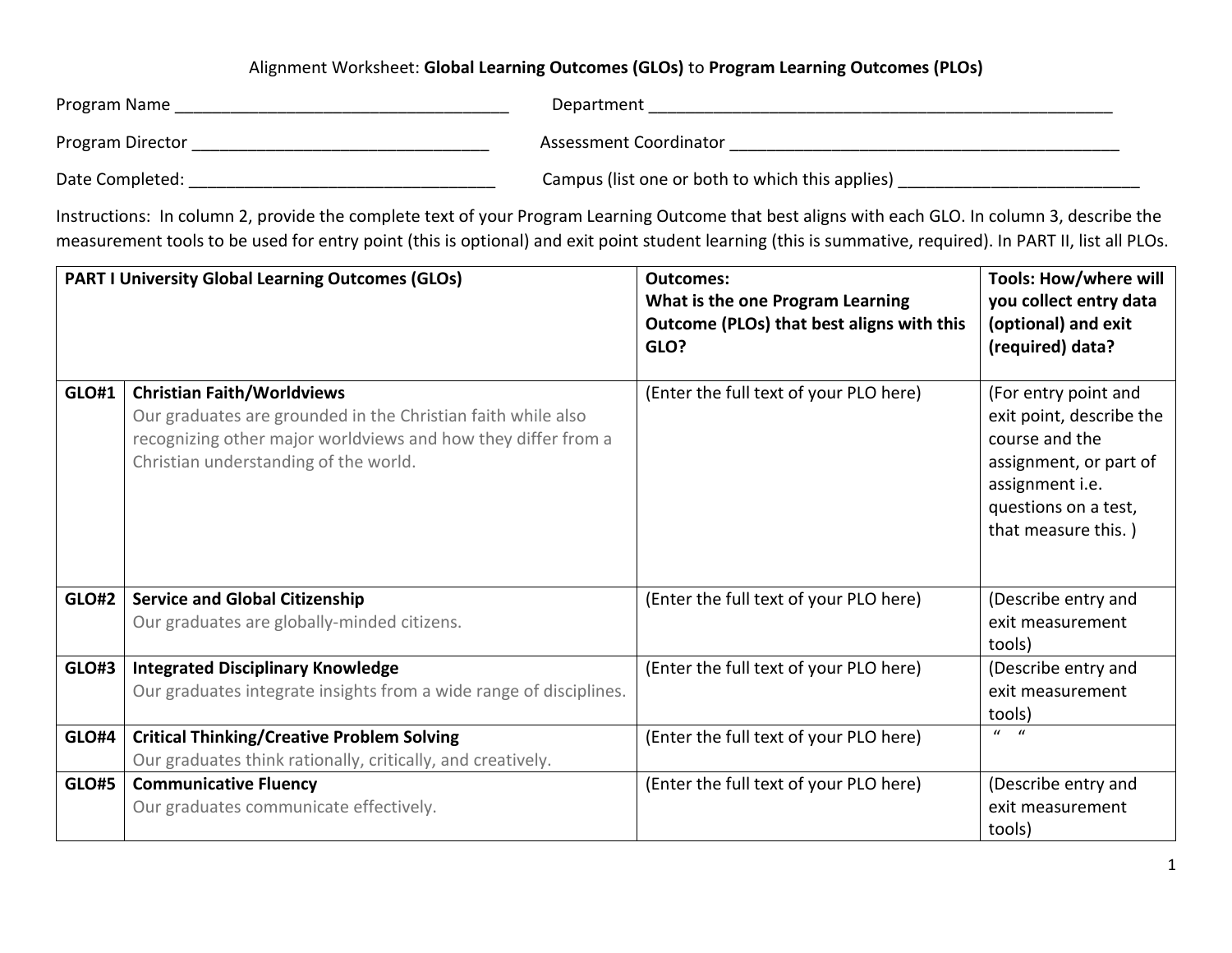Alignment Worksheet: **Global Learning Outcomes (GLOs)** to **Program Learning Outcomes (PLOs)**

Program Name ____________________________________ Department ____________________________________________________

Program Director ________________________________ Assessment Coordinator ___________________________________________

Date Completed: _________________________________ Campus (list one or both to which this applies) __________________________

Instructions: In column 2, provide the complete text of your Program Learning Outcome that best aligns with each GLO. In column 3, describe the measurement tools to be used for entry point (this is optional) and exit point student learning (this is summative, required). In PART II, list all PLOs.

| **PART I University Global Learning Outcomes (GLOs)** | | **Outcomes: What is the one Program Learning Outcome (PLOs) that best aligns with this GLO?** | **Tools: How/where will you collect entry data (optional) and exit (required) data?** |
|---|---|---|---|
| **GLO#1** | **Christian Faith/Worldviews** Our graduates are grounded in the Christian faith while also recognizing other major worldviews and how they differ from a Christian understanding of the world. | (Enter the full text of your PLO here) | (For entry point and exit point, describe the course and the assignment, or part of assignment i.e. questions on a test, that measure this. ) |
| **GLO#2** | **Service and Global Citizenship** Our graduates are globally-minded citizens. | (Enter the full text of your PLO here) | (Describe entry and exit measurement tools) |
| **GLO#3** | **Integrated Disciplinary Knowledge** Our graduates integrate insights from a wide range of disciplines. | (Enter the full text of your PLO here) | (Describe entry and exit measurement tools) |
| **GLO#4** | **Critical Thinking/Creative Problem Solving** Our graduates think rationally, critically, and creatively. | (Enter the full text of your PLO here) | " " |
| **GLO#5** | **Communicative Fluency** Our graduates communicate effectively. | (Enter the full text of your PLO here) | (Describe entry and exit measurement tools) |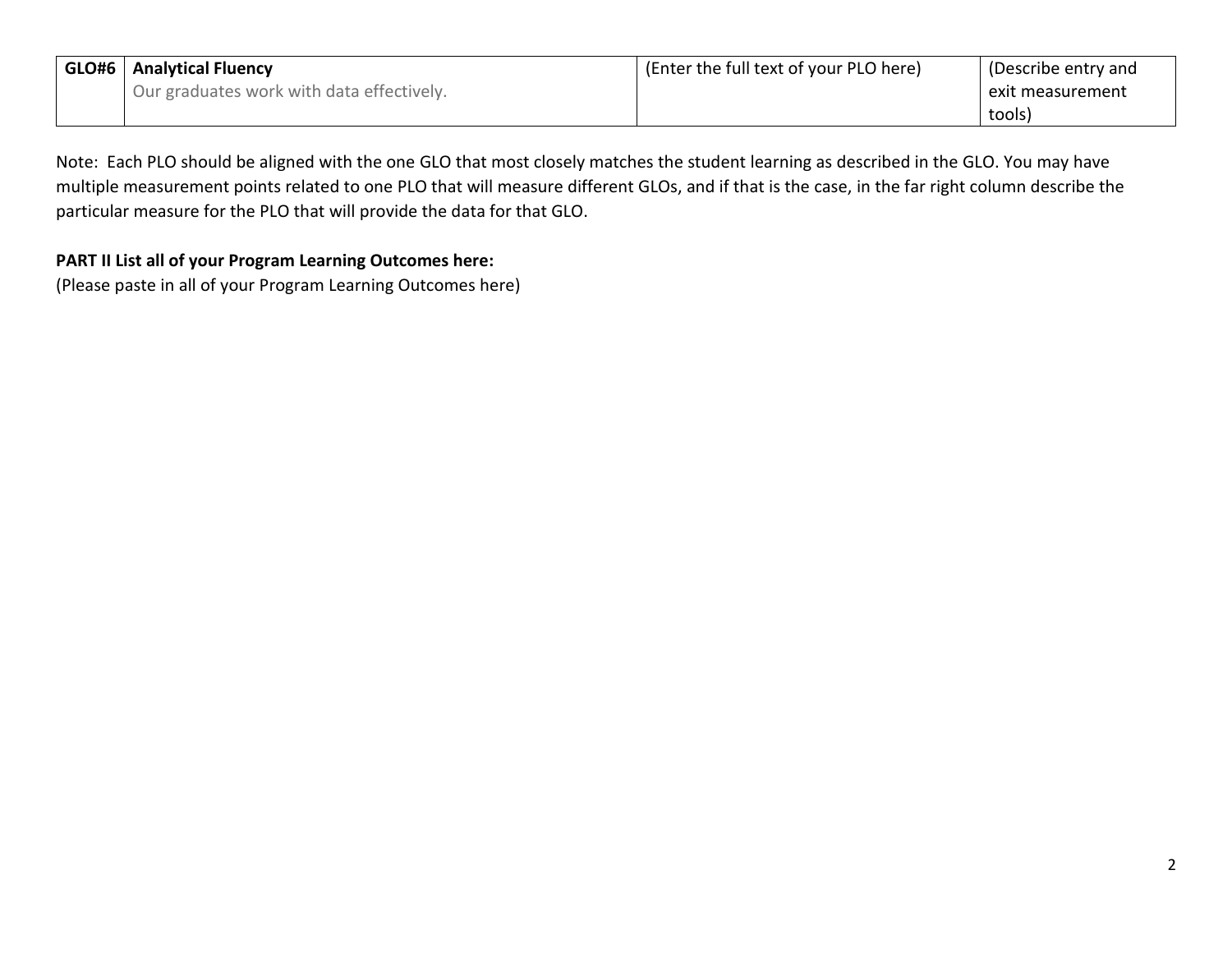| | | | |
|---|---|---|---|
| **GLO#6** | **Analytical Fluency**<br>Our graduates work with data effectively. | (Enter the full text of your PLO here) | (Describe entry and exit measurement tools) |

Note: Each PLO should be aligned with the one GLO that most closely matches the student learning as described in the GLO. You may have multiple measurement points related to one PLO that will measure different GLOs, and if that is the case, in the far right column describe the particular measure for the PLO that will provide the data for that GLO.

**PART II List all of your Program Learning Outcomes here:**

(Please paste in all of your Program Learning Outcomes here)